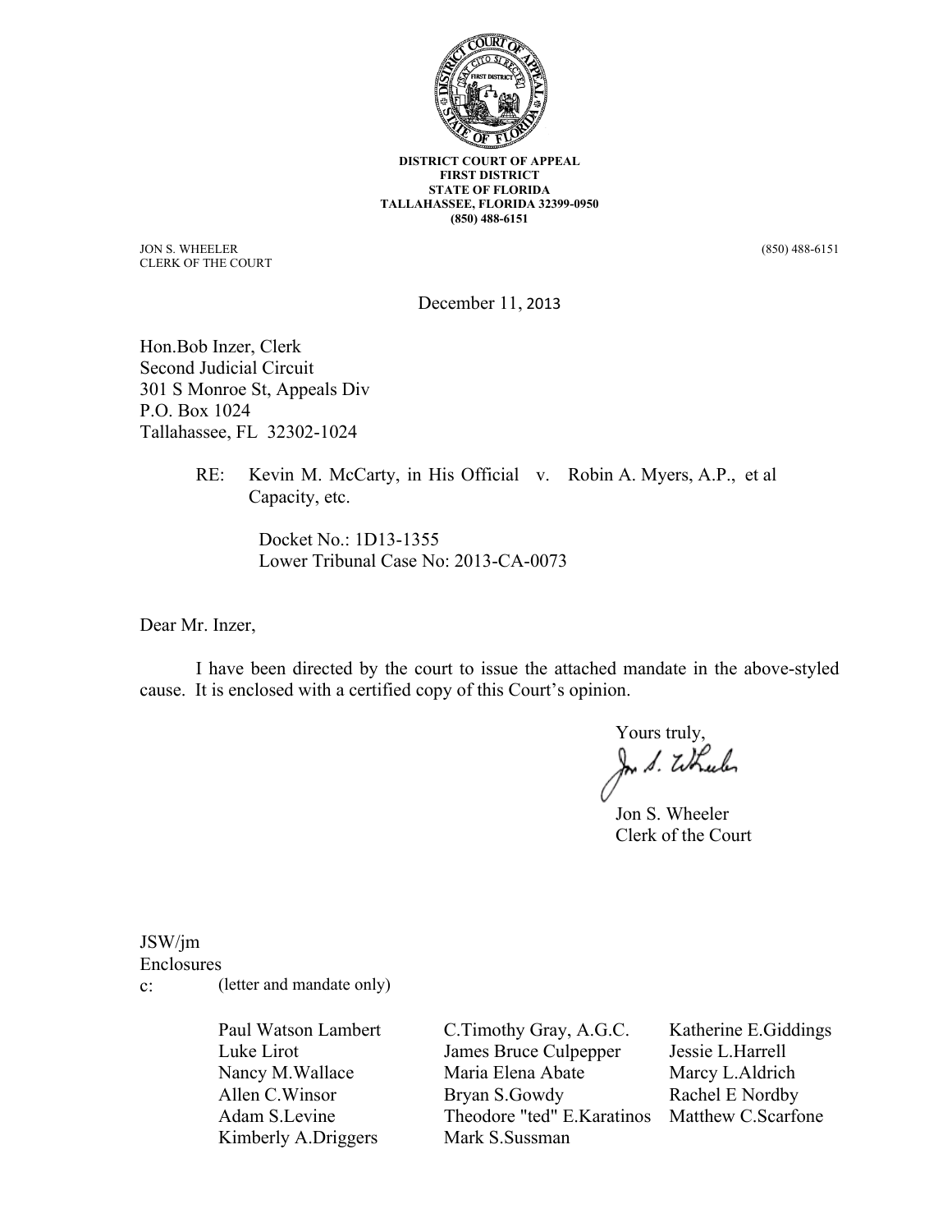**DISTRICT COURT OF APPEAL**
**FIRST DISTRICT**
**STATE OF FLORIDA**
**TALLAHASSEE, FLORIDA 32399-0950**
**(850) 488-6151**

JON S. WHEELER
CLERK OF THE COURT

(850) 488-6151

December 11, 2013

Hon.Bob Inzer, Clerk
Second Judicial Circuit
301 S Monroe St, Appeals Div
P.O. Box 1024
Tallahassee, FL 32302-1024

RE: Kevin M. McCarty, in His Official Capacity, etc. v. Robin A. Myers, A.P., et al

Docket No.: 1D13-1355
Lower Tribunal Case No: 2013-CA-0073

Dear Mr. Inzer,

I have been directed by the court to issue the attached mandate in the above-styled cause. It is enclosed with a certified copy of this Court's opinion.

Yours truly,

Jon S. Wheeler
Clerk of the Court

JSW/jm
Enclosures
c: (letter and mandate only)

| | | |
|---|---|---|
| Paul Watson Lambert | C.Timothy Gray, A.G.C. | Katherine E.Giddings |
| Luke Lirot | James Bruce Culpepper | Jessie L.Harrell |
| Nancy M.Wallace | Maria Elena Abate | Marcy L.Aldrich |
| Allen C.Winsor | Bryan S.Gowdy | Rachel E Nordby |
| Adam S.Levine | Theodore "ted" E.Karatinos | Matthew C.Scarfone |
| Kimberly A.Driggers | Mark S.Sussman | |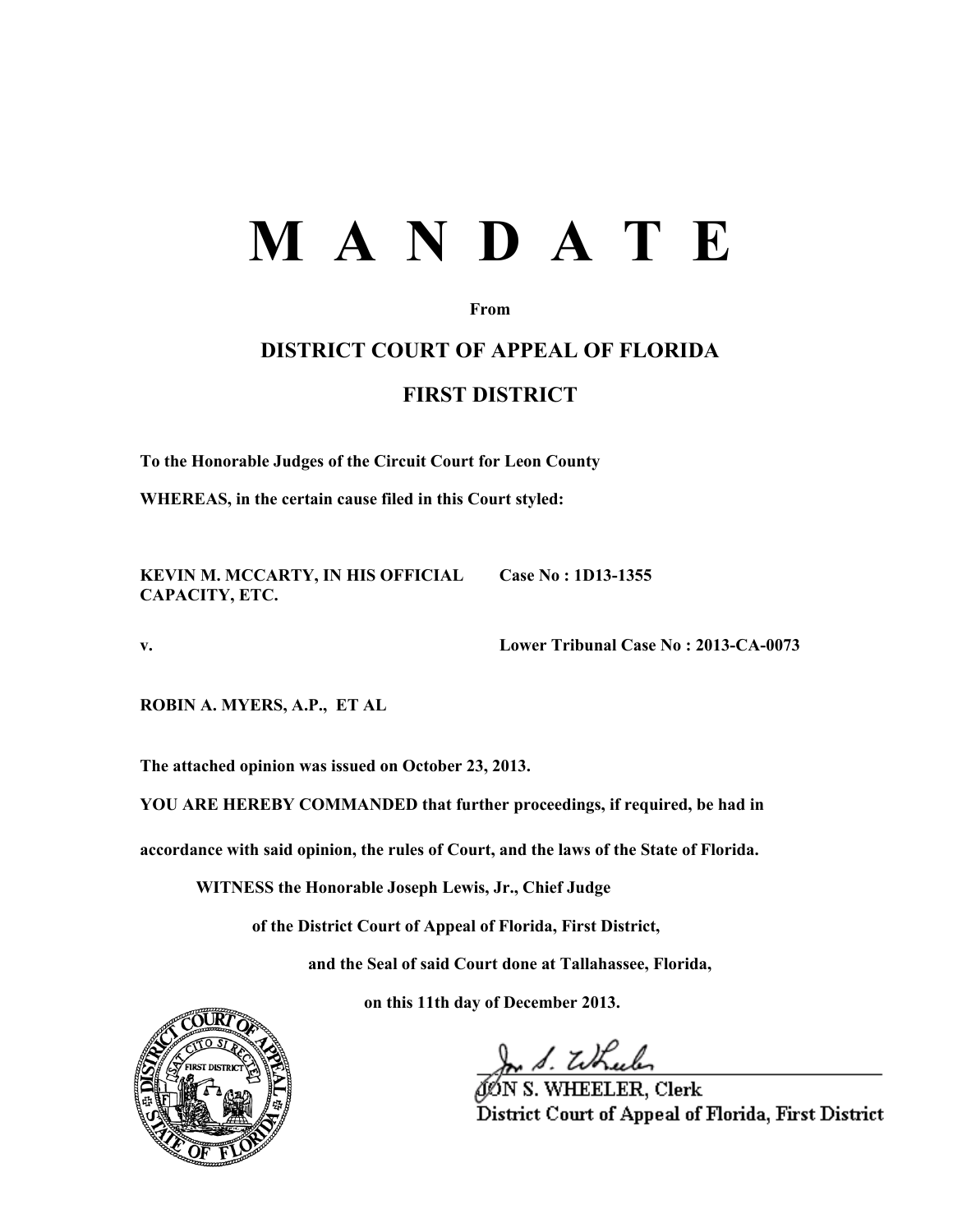# M A N D A T E

**From**

## DISTRICT COURT OF APPEAL OF FLORIDA

## FIRST DISTRICT

**To the Honorable Judges of the Circuit Court for Leon County**

**WHEREAS, in the certain cause filed in this Court styled:**

**KEVIN M. MCCARTY, IN HIS OFFICIAL CAPACITY, ETC.** &nbsp;&nbsp;&nbsp;&nbsp; **Case No : 1D13-1355**

**v.** &nbsp;&nbsp;&nbsp;&nbsp; **Lower Tribunal Case No : 2013-CA-0073**

**ROBIN A. MYERS, A.P., ET AL**

**The attached opinion was issued on October 23, 2013.**

**YOU ARE HEREBY COMMANDED that further proceedings, if required, be had in accordance with said opinion, the rules of Court, and the laws of the State of Florida.**

**WITNESS the Honorable Joseph Lewis, Jr., Chief Judge of the District Court of Appeal of Florida, First District, and the Seal of said Court done at Tallahassee, Florida, on this 11th day of December 2013.**

JON S. WHEELER, Clerk
District Court of Appeal of Florida, First District